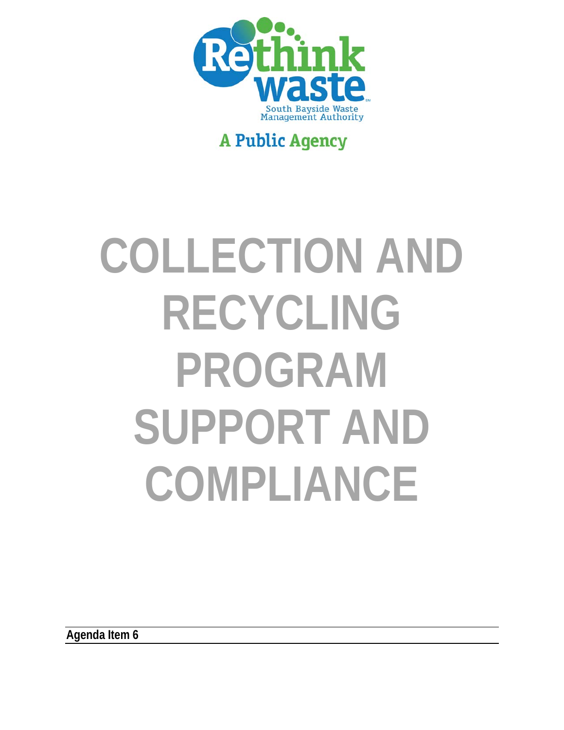Rethink waste

South Bayside Waste Management Authority

A Public Agency

# COLLECTION AND RECYCLING PROGRAM SUPPORT AND COMPLIANCE

**Agenda Item 6**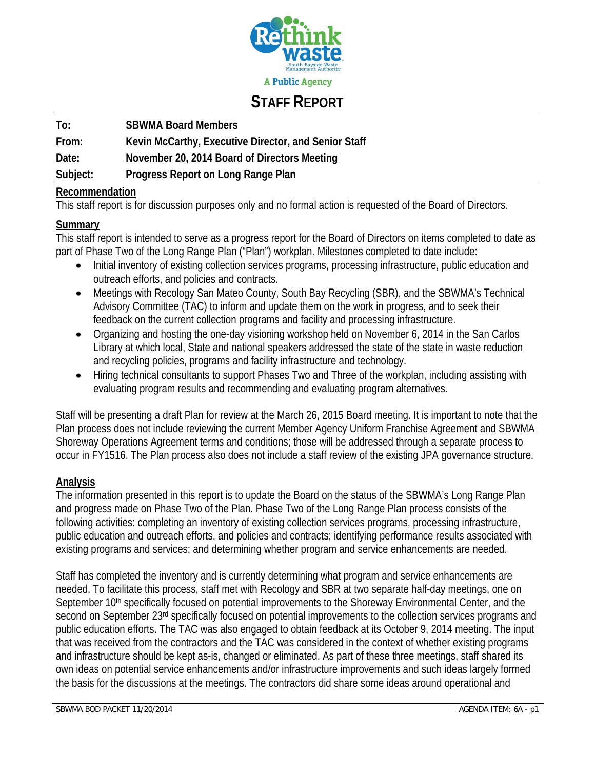Rethink waste
South Bayside Waste Management Authority
A Public Agency

# STAFF REPORT

| | |
|---|---|
| **To:** | **SBWMA Board Members** |
| **From:** | **Kevin McCarthy, Executive Director, and Senior Staff** |
| **Date:** | **November 20, 2014 Board of Directors Meeting** |
| **Subject:** | **Progress Report on Long Range Plan** |

## Recommendation

This staff report is for discussion purposes only and no formal action is requested of the Board of Directors.

## Summary

This staff report is intended to serve as a progress report for the Board of Directors on items completed to date as part of Phase Two of the Long Range Plan ("Plan") workplan. Milestones completed to date include:

- Initial inventory of existing collection services programs, processing infrastructure, public education and outreach efforts, and policies and contracts.
- Meetings with Recology San Mateo County, South Bay Recycling (SBR), and the SBWMA's Technical Advisory Committee (TAC) to inform and update them on the work in progress, and to seek their feedback on the current collection programs and facility and processing infrastructure.
- Organizing and hosting the one-day visioning workshop held on November 6, 2014 in the San Carlos Library at which local, State and national speakers addressed the state of the state in waste reduction and recycling policies, programs and facility infrastructure and technology.
- Hiring technical consultants to support Phases Two and Three of the workplan, including assisting with evaluating program results and recommending and evaluating program alternatives.

Staff will be presenting a draft Plan for review at the March 26, 2015 Board meeting. It is important to note that the Plan process does not include reviewing the current Member Agency Uniform Franchise Agreement and SBWMA Shoreway Operations Agreement terms and conditions; those will be addressed through a separate process to occur in FY1516. The Plan process also does not include a staff review of the existing JPA governance structure.

## Analysis

The information presented in this report is to update the Board on the status of the SBWMA's Long Range Plan and progress made on Phase Two of the Plan. Phase Two of the Long Range Plan process consists of the following activities: completing an inventory of existing collection services programs, processing infrastructure, public education and outreach efforts, and policies and contracts; identifying performance results associated with existing programs and services; and determining whether program and service enhancements are needed.

Staff has completed the inventory and is currently determining what program and service enhancements are needed. To facilitate this process, staff met with Recology and SBR at two separate half-day meetings, one on September 10th specifically focused on potential improvements to the Shoreway Environmental Center, and the second on September 23rd specifically focused on potential improvements to the collection services programs and public education efforts. The TAC was also engaged to obtain feedback at its October 9, 2014 meeting. The input that was received from the contractors and the TAC was considered in the context of whether existing programs and infrastructure should be kept as-is, changed or eliminated. As part of these three meetings, staff shared its own ideas on potential service enhancements and/or infrastructure improvements and such ideas largely formed the basis for the discussions at the meetings. The contractors did share some ideas around operational and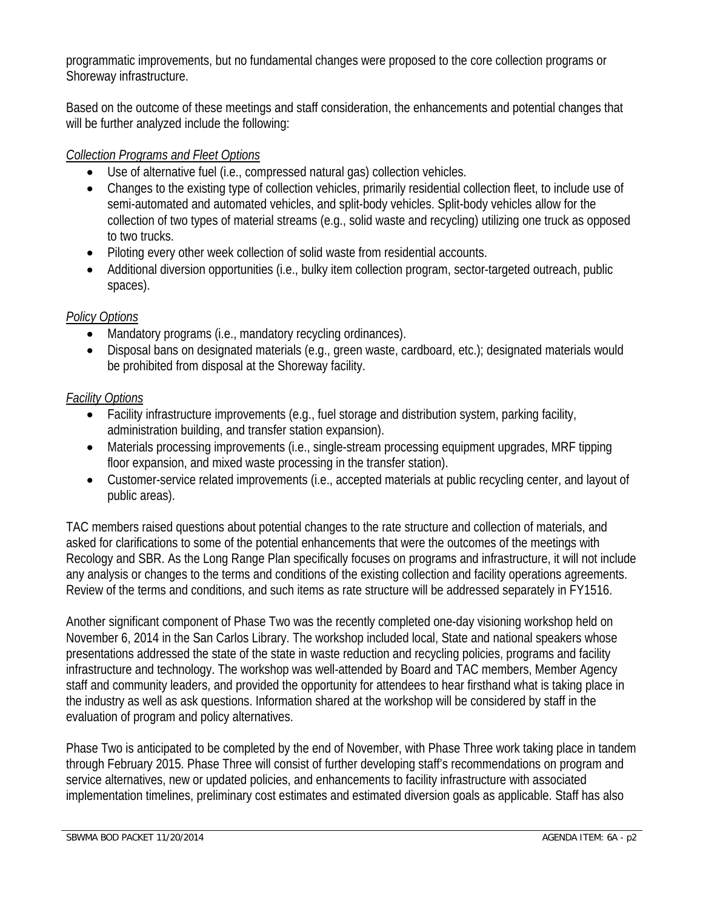programmatic improvements, but no fundamental changes were proposed to the core collection programs or Shoreway infrastructure.

Based on the outcome of these meetings and staff consideration, the enhancements and potential changes that will be further analyzed include the following:

*Collection Programs and Fleet Options*

- Use of alternative fuel (i.e., compressed natural gas) collection vehicles.
- Changes to the existing type of collection vehicles, primarily residential collection fleet, to include use of semi-automated and automated vehicles, and split-body vehicles. Split-body vehicles allow for the collection of two types of material streams (e.g., solid waste and recycling) utilizing one truck as opposed to two trucks.
- Piloting every other week collection of solid waste from residential accounts.
- Additional diversion opportunities (i.e., bulky item collection program, sector-targeted outreach, public spaces).

*Policy Options*

- Mandatory programs (i.e., mandatory recycling ordinances).
- Disposal bans on designated materials (e.g., green waste, cardboard, etc.); designated materials would be prohibited from disposal at the Shoreway facility.

*Facility Options*

- Facility infrastructure improvements (e.g., fuel storage and distribution system, parking facility, administration building, and transfer station expansion).
- Materials processing improvements (i.e., single-stream processing equipment upgrades, MRF tipping floor expansion, and mixed waste processing in the transfer station).
- Customer-service related improvements (i.e., accepted materials at public recycling center, and layout of public areas).

TAC members raised questions about potential changes to the rate structure and collection of materials, and asked for clarifications to some of the potential enhancements that were the outcomes of the meetings with Recology and SBR. As the Long Range Plan specifically focuses on programs and infrastructure, it will not include any analysis or changes to the terms and conditions of the existing collection and facility operations agreements. Review of the terms and conditions, and such items as rate structure will be addressed separately in FY1516.

Another significant component of Phase Two was the recently completed one-day visioning workshop held on November 6, 2014 in the San Carlos Library. The workshop included local, State and national speakers whose presentations addressed the state of the state in waste reduction and recycling policies, programs and facility infrastructure and technology. The workshop was well-attended by Board and TAC members, Member Agency staff and community leaders, and provided the opportunity for attendees to hear firsthand what is taking place in the industry as well as ask questions. Information shared at the workshop will be considered by staff in the evaluation of program and policy alternatives.

Phase Two is anticipated to be completed by the end of November, with Phase Three work taking place in tandem through February 2015. Phase Three will consist of further developing staff's recommendations on program and service alternatives, new or updated policies, and enhancements to facility infrastructure with associated implementation timelines, preliminary cost estimates and estimated diversion goals as applicable. Staff has also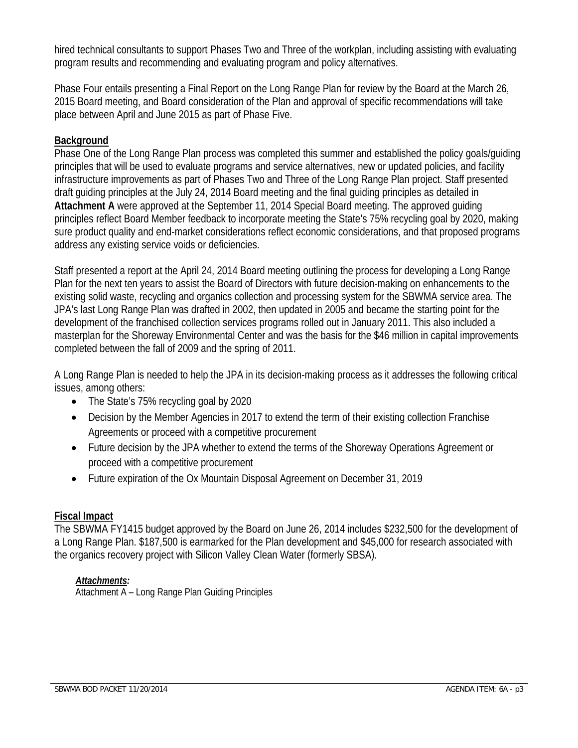hired technical consultants to support Phases Two and Three of the workplan, including assisting with evaluating program results and recommending and evaluating program and policy alternatives.

Phase Four entails presenting a Final Report on the Long Range Plan for review by the Board at the March 26, 2015 Board meeting, and Board consideration of the Plan and approval of specific recommendations will take place between April and June 2015 as part of Phase Five.

**Background**

Phase One of the Long Range Plan process was completed this summer and established the policy goals/guiding principles that will be used to evaluate programs and service alternatives, new or updated policies, and facility infrastructure improvements as part of Phases Two and Three of the Long Range Plan project. Staff presented draft guiding principles at the July 24, 2014 Board meeting and the final guiding principles as detailed in **Attachment A** were approved at the September 11, 2014 Special Board meeting. The approved guiding principles reflect Board Member feedback to incorporate meeting the State's 75% recycling goal by 2020, making sure product quality and end-market considerations reflect economic considerations, and that proposed programs address any existing service voids or deficiencies.

Staff presented a report at the April 24, 2014 Board meeting outlining the process for developing a Long Range Plan for the next ten years to assist the Board of Directors with future decision-making on enhancements to the existing solid waste, recycling and organics collection and processing system for the SBWMA service area. The JPA's last Long Range Plan was drafted in 2002, then updated in 2005 and became the starting point for the development of the franchised collection services programs rolled out in January 2011. This also included a masterplan for the Shoreway Environmental Center and was the basis for the $46 million in capital improvements completed between the fall of 2009 and the spring of 2011.

A Long Range Plan is needed to help the JPA in its decision-making process as it addresses the following critical issues, among others:

- The State's 75% recycling goal by 2020
- Decision by the Member Agencies in 2017 to extend the term of their existing collection Franchise Agreements or proceed with a competitive procurement
- Future decision by the JPA whether to extend the terms of the Shoreway Operations Agreement or proceed with a competitive procurement
- Future expiration of the Ox Mountain Disposal Agreement on December 31, 2019

**Fiscal Impact**

The SBWMA FY1415 budget approved by the Board on June 26, 2014 includes $232,500 for the development of a Long Range Plan. $187,500 is earmarked for the Plan development and $45,000 for research associated with the organics recovery project with Silicon Valley Clean Water (formerly SBSA).

***Attachments:***

Attachment A – Long Range Plan Guiding Principles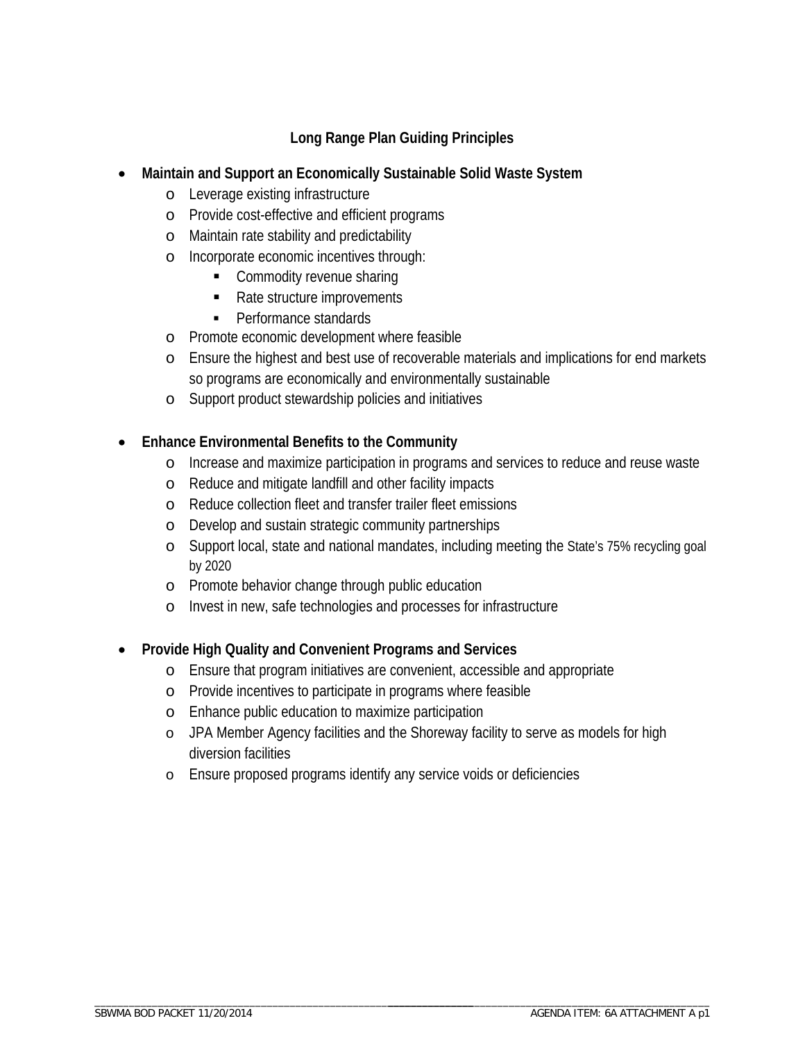## Long Range Plan Guiding Principles

- **Maintain and Support an Economically Sustainable Solid Waste System**
  - Leverage existing infrastructure
  - Provide cost-effective and efficient programs
  - Maintain rate stability and predictability
  - Incorporate economic incentives through:
    - Commodity revenue sharing
    - Rate structure improvements
    - Performance standards
  - Promote economic development where feasible
  - Ensure the highest and best use of recoverable materials and implications for end markets so programs are economically and environmentally sustainable
  - Support product stewardship policies and initiatives

- **Enhance Environmental Benefits to the Community**
  - Increase and maximize participation in programs and services to reduce and reuse waste
  - Reduce and mitigate landfill and other facility impacts
  - Reduce collection fleet and transfer trailer fleet emissions
  - Develop and sustain strategic community partnerships
  - Support local, state and national mandates, including meeting the State's 75% recycling goal by 2020
  - Promote behavior change through public education
  - Invest in new, safe technologies and processes for infrastructure

- **Provide High Quality and Convenient Programs and Services**
  - Ensure that program initiatives are convenient, accessible and appropriate
  - Provide incentives to participate in programs where feasible
  - Enhance public education to maximize participation
  - JPA Member Agency facilities and the Shoreway facility to serve as models for high diversion facilities
  - Ensure proposed programs identify any service voids or deficiencies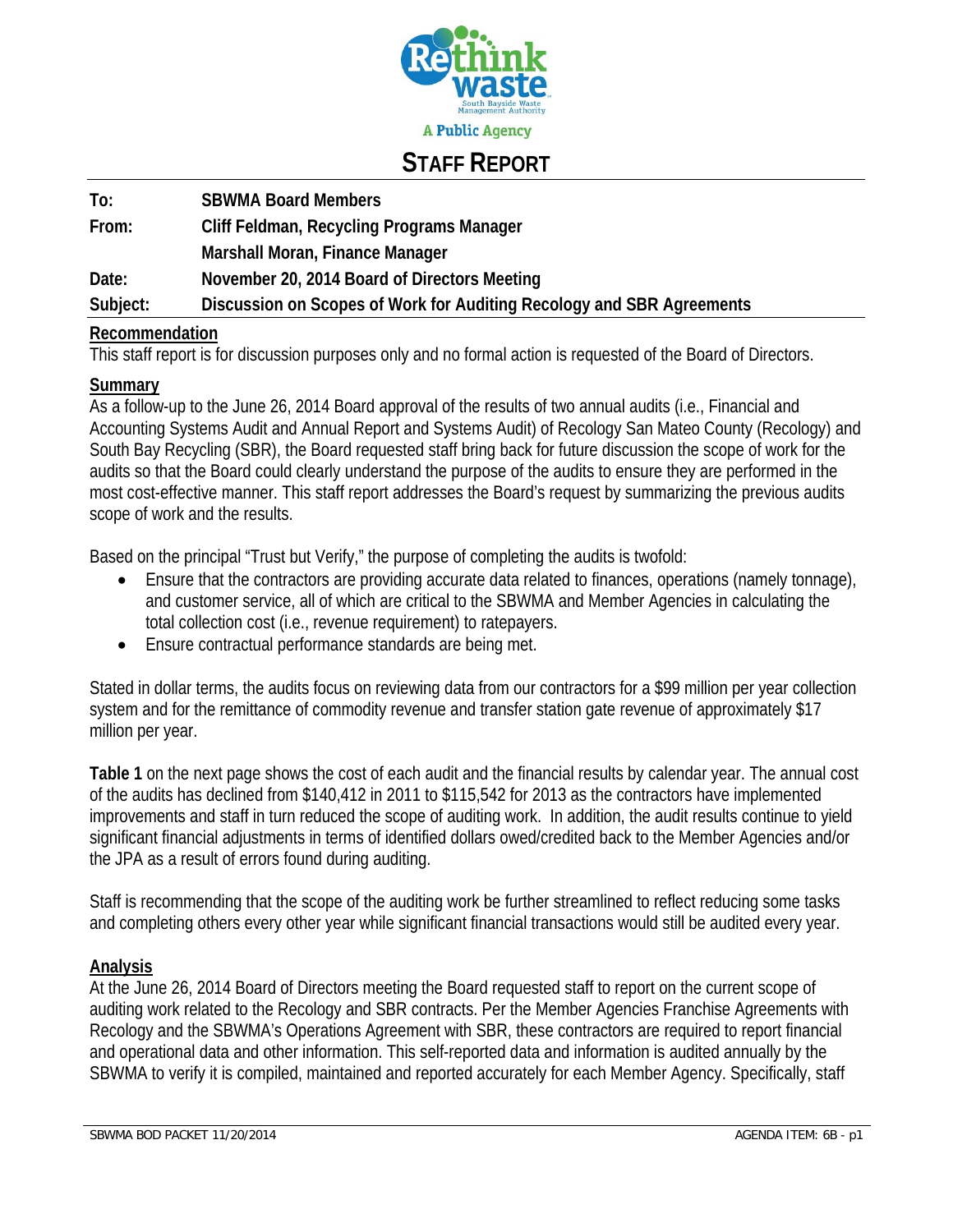Rethink waste

South Bayside Waste Management Authority

A Public Agency

# STAFF REPORT

**To:** SBWMA Board Members

**From:** Cliff Feldman, Recycling Programs Manager

Marshall Moran, Finance Manager

**Date:** November 20, 2014 Board of Directors Meeting

**Subject:** Discussion on Scopes of Work for Auditing Recology and SBR Agreements

## Recommendation

This staff report is for discussion purposes only and no formal action is requested of the Board of Directors.

## Summary

As a follow-up to the June 26, 2014 Board approval of the results of two annual audits (i.e., Financial and Accounting Systems Audit and Annual Report and Systems Audit) of Recology San Mateo County (Recology) and South Bay Recycling (SBR), the Board requested staff bring back for future discussion the scope of work for the audits so that the Board could clearly understand the purpose of the audits to ensure they are performed in the most cost-effective manner. This staff report addresses the Board's request by summarizing the previous audits scope of work and the results.

Based on the principal "Trust but Verify," the purpose of completing the audits is twofold:

- Ensure that the contractors are providing accurate data related to finances, operations (namely tonnage), and customer service, all of which are critical to the SBWMA and Member Agencies in calculating the total collection cost (i.e., revenue requirement) to ratepayers.
- Ensure contractual performance standards are being met.

Stated in dollar terms, the audits focus on reviewing data from our contractors for a $99 million per year collection system and for the remittance of commodity revenue and transfer station gate revenue of approximately $17 million per year.

**Table 1** on the next page shows the cost of each audit and the financial results by calendar year. The annual cost of the audits has declined from $140,412 in 2011 to $115,542 for 2013 as the contractors have implemented improvements and staff in turn reduced the scope of auditing work. In addition, the audit results continue to yield significant financial adjustments in terms of identified dollars owed/credited back to the Member Agencies and/or the JPA as a result of errors found during auditing.

Staff is recommending that the scope of the auditing work be further streamlined to reflect reducing some tasks and completing others every other year while significant financial transactions would still be audited every year.

## Analysis

At the June 26, 2014 Board of Directors meeting the Board requested staff to report on the current scope of auditing work related to the Recology and SBR contracts. Per the Member Agencies Franchise Agreements with Recology and the SBWMA's Operations Agreement with SBR, these contractors are required to report financial and operational data and other information. This self-reported data and information is audited annually by the SBWMA to verify it is compiled, maintained and reported accurately for each Member Agency. Specifically, staff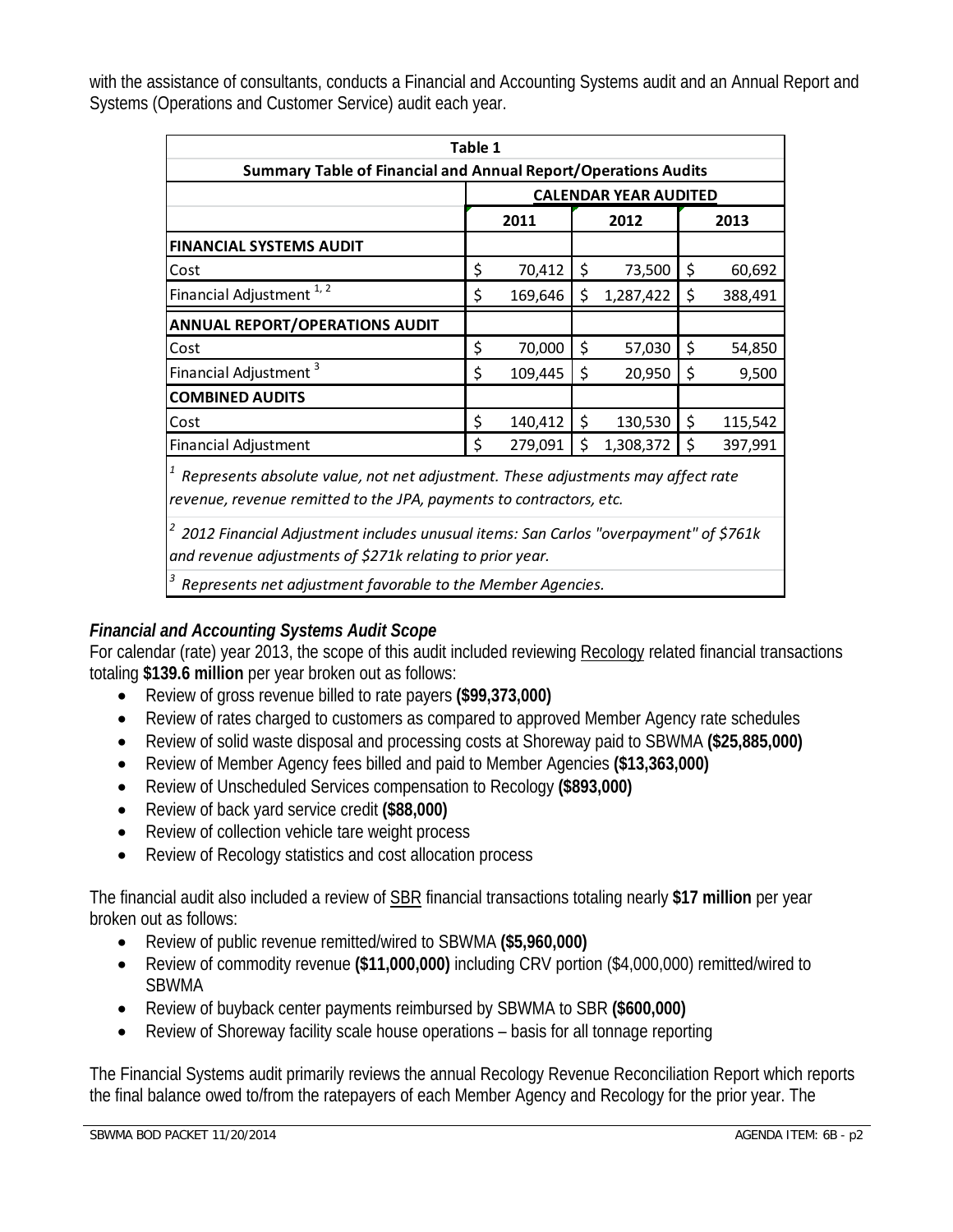with the assistance of consultants, conducts a Financial and Accounting Systems audit and an Annual Report and Systems (Operations and Customer Service) audit each year.

| Table 1 | | | |
|---|---|---|---|
| **Summary Table of Financial and Annual Report/Operations Audits** | | | |
| | **CALENDAR YEAR AUDITED** | | |
| | **2011** | **2012** | **2013** |
| **FINANCIAL SYSTEMS AUDIT** | | | |
| Cost | $ 70,412 | $ 73,500 | $ 60,692 |
| Financial Adjustment [1, 2] | $ 169,646 | $ 1,287,422 | $ 388,491 |
| **ANNUAL REPORT/OPERATIONS AUDIT** | | | |
| Cost | $ 70,000 | $ 57,030 | $ 54,850 |
| Financial Adjustment [3] | $ 109,445 | $ 20,950 | $ 9,500 |
| **COMBINED AUDITS** | | | |
| Cost | $ 140,412 | $ 130,530 | $ 115,542 |
| Financial Adjustment | $ 279,091 | $ 1,308,372 | $ 397,991 |

*[1] Represents absolute value, not net adjustment. These adjustments may affect rate revenue, revenue remitted to the JPA, payments to contractors, etc.*

*[2] 2012 Financial Adjustment includes unusual items: San Carlos "overpayment" of $761k and revenue adjustments of $271k relating to prior year.*

*[3] Represents net adjustment favorable to the Member Agencies.*

### *Financial and Accounting Systems Audit Scope*

For calendar (rate) year 2013, the scope of this audit included reviewing Recology related financial transactions totaling **$139.6 million** per year broken out as follows:

- Review of gross revenue billed to rate payers **($99,373,000)**
- Review of rates charged to customers as compared to approved Member Agency rate schedules
- Review of solid waste disposal and processing costs at Shoreway paid to SBWMA **($25,885,000)**
- Review of Member Agency fees billed and paid to Member Agencies **($13,363,000)**
- Review of Unscheduled Services compensation to Recology **($893,000)**
- Review of back yard service credit **($88,000)**
- Review of collection vehicle tare weight process
- Review of Recology statistics and cost allocation process

The financial audit also included a review of SBR financial transactions totaling nearly **$17 million** per year broken out as follows:

- Review of public revenue remitted/wired to SBWMA **($5,960,000)**
- Review of commodity revenue **($11,000,000)** including CRV portion ($4,000,000) remitted/wired to SBWMA
- Review of buyback center payments reimbursed by SBWMA to SBR **($600,000)**
- Review of Shoreway facility scale house operations – basis for all tonnage reporting

The Financial Systems audit primarily reviews the annual Recology Revenue Reconciliation Report which reports the final balance owed to/from the ratepayers of each Member Agency and Recology for the prior year. The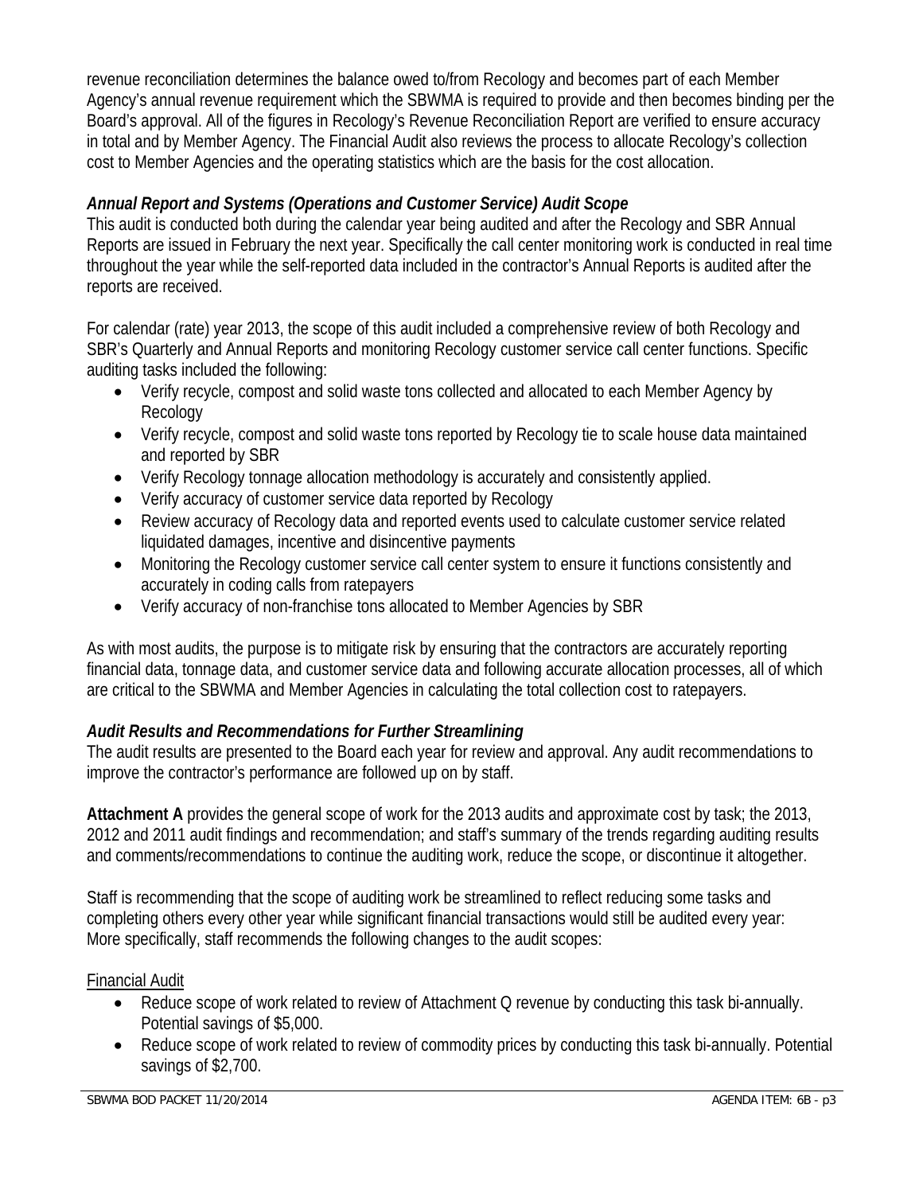revenue reconciliation determines the balance owed to/from Recology and becomes part of each Member Agency's annual revenue requirement which the SBWMA is required to provide and then becomes binding per the Board's approval. All of the figures in Recology's Revenue Reconciliation Report are verified to ensure accuracy in total and by Member Agency. The Financial Audit also reviews the process to allocate Recology's collection cost to Member Agencies and the operating statistics which are the basis for the cost allocation.

***Annual Report and Systems (Operations and Customer Service) Audit Scope***

This audit is conducted both during the calendar year being audited and after the Recology and SBR Annual Reports are issued in February the next year. Specifically the call center monitoring work is conducted in real time throughout the year while the self-reported data included in the contractor's Annual Reports is audited after the reports are received.

For calendar (rate) year 2013, the scope of this audit included a comprehensive review of both Recology and SBR's Quarterly and Annual Reports and monitoring Recology customer service call center functions. Specific auditing tasks included the following:

- Verify recycle, compost and solid waste tons collected and allocated to each Member Agency by Recology
- Verify recycle, compost and solid waste tons reported by Recology tie to scale house data maintained and reported by SBR
- Verify Recology tonnage allocation methodology is accurately and consistently applied.
- Verify accuracy of customer service data reported by Recology
- Review accuracy of Recology data and reported events used to calculate customer service related liquidated damages, incentive and disincentive payments
- Monitoring the Recology customer service call center system to ensure it functions consistently and accurately in coding calls from ratepayers
- Verify accuracy of non-franchise tons allocated to Member Agencies by SBR

As with most audits, the purpose is to mitigate risk by ensuring that the contractors are accurately reporting financial data, tonnage data, and customer service data and following accurate allocation processes, all of which are critical to the SBWMA and Member Agencies in calculating the total collection cost to ratepayers.

***Audit Results and Recommendations for Further Streamlining***

The audit results are presented to the Board each year for review and approval. Any audit recommendations to improve the contractor's performance are followed up on by staff.

**Attachment A** provides the general scope of work for the 2013 audits and approximate cost by task; the 2013, 2012 and 2011 audit findings and recommendation; and staff's summary of the trends regarding auditing results and comments/recommendations to continue the auditing work, reduce the scope, or discontinue it altogether.

Staff is recommending that the scope of auditing work be streamlined to reflect reducing some tasks and completing others every other year while significant financial transactions would still be audited every year: More specifically, staff recommends the following changes to the audit scopes:

<u>Financial Audit</u>

- Reduce scope of work related to review of Attachment Q revenue by conducting this task bi-annually. Potential savings of $5,000.
- Reduce scope of work related to review of commodity prices by conducting this task bi-annually. Potential savings of $2,700.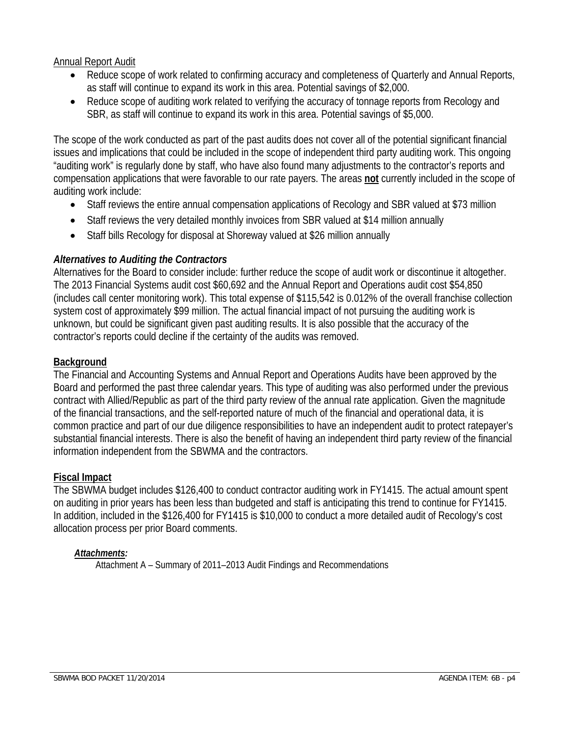Annual Report Audit

- Reduce scope of work related to confirming accuracy and completeness of Quarterly and Annual Reports, as staff will continue to expand its work in this area. Potential savings of $2,000.
- Reduce scope of auditing work related to verifying the accuracy of tonnage reports from Recology and SBR, as staff will continue to expand its work in this area. Potential savings of $5,000.

The scope of the work conducted as part of the past audits does not cover all of the potential significant financial issues and implications that could be included in the scope of independent third party auditing work. This ongoing "auditing work" is regularly done by staff, who have also found many adjustments to the contractor's reports and compensation applications that were favorable to our rate payers. The areas **not** currently included in the scope of auditing work include:

- Staff reviews the entire annual compensation applications of Recology and SBR valued at $73 million
- Staff reviews the very detailed monthly invoices from SBR valued at $14 million annually
- Staff bills Recology for disposal at Shoreway valued at $26 million annually

***Alternatives to Auditing the Contractors***

Alternatives for the Board to consider include: further reduce the scope of audit work or discontinue it altogether. The 2013 Financial Systems audit cost $60,692 and the Annual Report and Operations audit cost $54,850 (includes call center monitoring work). This total expense of $115,542 is 0.012% of the overall franchise collection system cost of approximately $99 million. The actual financial impact of not pursuing the auditing work is unknown, but could be significant given past auditing results. It is also possible that the accuracy of the contractor's reports could decline if the certainty of the audits was removed.

**Background**

The Financial and Accounting Systems and Annual Report and Operations Audits have been approved by the Board and performed the past three calendar years. This type of auditing was also performed under the previous contract with Allied/Republic as part of the third party review of the annual rate application. Given the magnitude of the financial transactions, and the self-reported nature of much of the financial and operational data, it is common practice and part of our due diligence responsibilities to have an independent audit to protect ratepayer's substantial financial interests. There is also the benefit of having an independent third party review of the financial information independent from the SBWMA and the contractors.

**Fiscal Impact**

The SBWMA budget includes $126,400 to conduct contractor auditing work in FY1415. The actual amount spent on auditing in prior years has been less than budgeted and staff is anticipating this trend to continue for FY1415. In addition, included in the $126,400 for FY1415 is $10,000 to conduct a more detailed audit of Recology's cost allocation process per prior Board comments.

***Attachments:***

Attachment A – Summary of 2011–2013 Audit Findings and Recommendations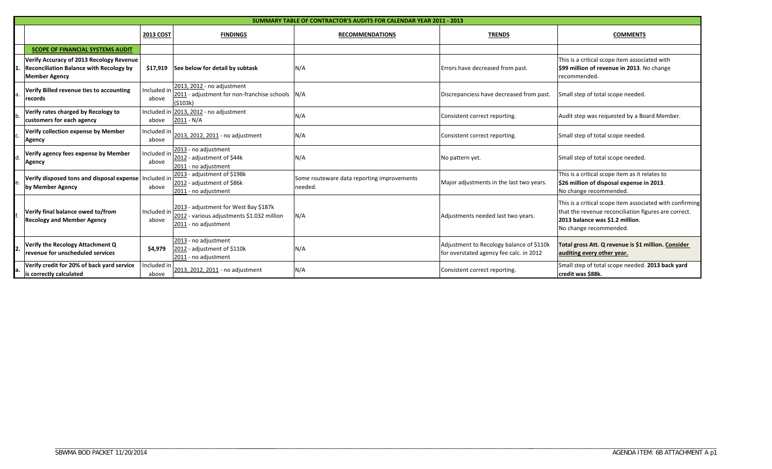| | SUMMARY TABLE OF CONTRACTOR'S AUDITS FOR CALENDAR YEAR 2011 - 2013 | | | | | |
|---|---|---|---|---|---|---|
| | | **2013 COST** | **FINDINGS** | **RECOMMENDATIONS** | **TRENDS** | **COMMENTS** |
| | **SCOPE OF FINANCIAL SYSTEMS AUDIT** | | | | | |
| 1. | **Verify Accuracy of 2013 Recology Revenue Reconciliation Balance with Recology by Member Agency** | **$17,919** | **See below for detail by subtask** | N/A | Errors have decreased from past. | This is a critical scope item associated with **$99 million of revenue in 2013**. No change recommended. |
| a. | **Verify Billed revenue ties to accounting records** | Included in above | 2013, 2012 - no adjustment<br>2011 - adjustment for non-franchise schools ($103k) | N/A | Discrepanciess have decreased from past. | Small step of total scope needed. |
| b. | **Verify rates charged by Recology to customers for each agency** | Included in above | 2013, 2012 - no adjustment<br>2011 - N/A | N/A | Consistent correct reporting. | Audit step was requested by a Board Member. |
| c. | **Verify collection expense by Member Agency** | Included in above | 2013, 2012, 2011 - no adjustment | N/A | Consistent correct reporting. | Small step of total scope needed. |
| d. | **Verify agency fees expense by Member Agency** | Included in above | 2013 - no adjustment<br>2012 - adjustment of $44k<br>2011 - no adjustment | N/A | No pattern yet. | Small step of total scope needed. |
| e. | **Verify disposed tons and disposal expense by Member Agency** | Included in above | 2013 - adjustment of $198k<br>2012 - adjustment of $86k<br>2011 - no adjustment | Some routeware data reporting improvements needed. | Major adjustments in the last two years. | This is a critical scope item as it relates to **$26 million of disposal expense in 2013**. No change recommended. |
| f. | **Verify final balance owed to/from Recology and Member Agency** | Included in above | 2013 - adjustment for West Bay $187k<br>2012 - various adjustments $1.032 million<br>2011 - no adjustment | N/A | Adjustments needed last two years. | This is a critical scope item associated with confirming that the revenue reconciliation figures are correct. **2013 balance was $1.2 million**. No change recommended. |
| 2. | **Verify the Recology Attachment Q revenue for unscheduled services** | **$4,979** | 2013 - no adjustment<br>2012 - adjustment of $110k<br>2011 - no adjustment | N/A | Adjustment to Recology balance of $110k for overstated agency fee calc. in 2012 | **Total gross Att. Q revenue is $1 million. Consider auditing every other year.** |
| a. | **Verify credit for 20% of back yard service is correctly calculated** | Included in above | 2013, 2012, 2011 - no adjustment | N/A | Consistent correct reporting. | Small step of total scope needed. **2013 back yard credit was $88k.** |

SBWMA BOD PACKET 11/20/2014 AGENDA ITEM: 6B ATTACHMENT A p1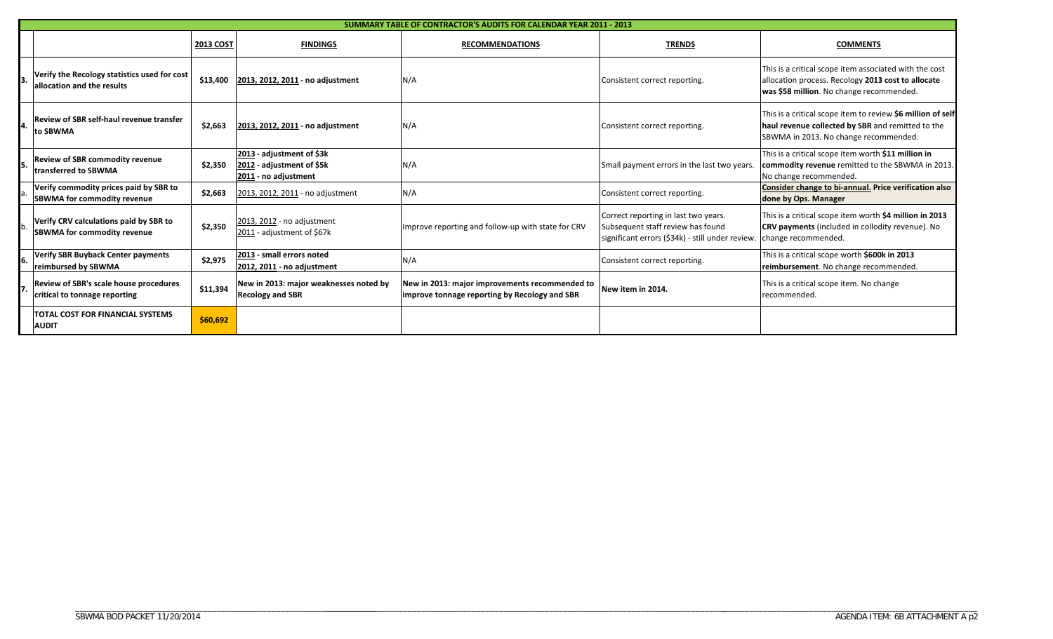| | SUMMARY TABLE OF CONTRACTOR'S AUDITS FOR CALENDAR YEAR 2011 - 2013 | | | | | |
|---|---|---|---|---|---|---|
| | | **2013 COST** | **FINDINGS** | **RECOMMENDATIONS** | **TRENDS** | **COMMENTS** |
| 3. | **Verify the Recology statistics used for cost allocation and the results** | **$13,400** | **2013, 2012, 2011 - no adjustment** | N/A | Consistent correct reporting. | This is a critical scope item associated with the cost allocation process. Recology **2013 cost to allocate was $58 million**. No change recommended. |
| 4. | **Review of SBR self-haul revenue transfer to SBWMA** | **$2,663** | **2013, 2012, 2011 - no adjustment** | N/A | Consistent correct reporting. | This is a critical scope item to review **$6 million of self haul revenue collected by SBR** and remitted to the SBWMA in 2013. No change recommended. |
| 5. | **Review of SBR commodity revenue transferred to SBWMA** | **$2,350** | **2013 - adjustment of $3k**<br>**2012 - adjustment of $5k**<br>**2011 - no adjustment** | N/A | Small payment errors in the last two years. | This is a critical scope item worth **$11 million in commodity revenue** remitted to the SBWMA in 2013. No change recommended. |
| a. | **Verify commodity prices paid by SBR to SBWMA for commodity revenue** | **$2,663** | 2013, 2012, 2011 - no adjustment | N/A | Consistent correct reporting. | **Consider change to bi-annual. Price verification also done by Ops. Manager** |
| b. | **Verify CRV calculations paid by SBR to SBWMA for commodity revenue** | **$2,350** | 2013, 2012 - no adjustment<br>2011 - adjustment of $67k | Improve reporting and follow-up with state for CRV | Correct reporting in last two years. Subsequent staff review has found significant errors ($34k) - still under review. | This is a critical scope item worth **$4 million in 2013 CRV payments** (included in collodity revenue). No change recommended. |
| 6. | **Verify SBR Buyback Center payments reimbursed by SBWMA** | **$2,975** | **2013 - small errors noted**<br>**2012, 2011 - no adjustment** | N/A | Consistent correct reporting. | This is a critical scope worth **$600k in 2013 reimbursement**. No change recommended. |
| 7. | **Review of SBR's scale house procedures critical to tonnage reporting** | **$11,394** | **New in 2013: major weaknesses noted by Recology and SBR** | **New in 2013: major improvements recommended to improve tonnage reporting by Recology and SBR** | **New item in 2014.** | This is a critical scope item. No change recommended. |
| | **TOTAL COST FOR FINANCIAL SYSTEMS AUDIT** | **$60,692** | | | | |

SBWMA BOD PACKET 11/20/2014 AGENDA ITEM: 6B ATTACHMENT A p2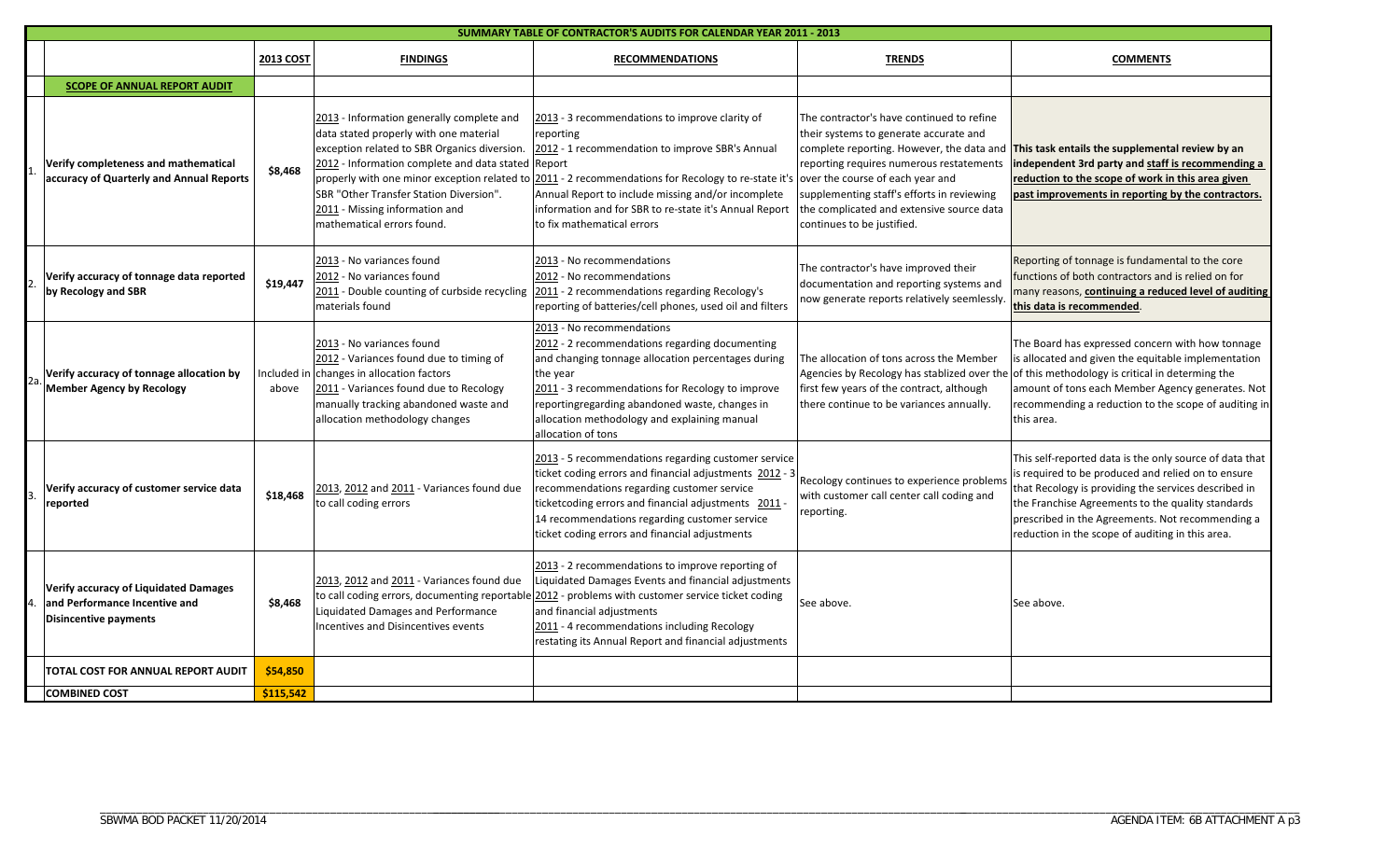# SUMMARY TABLE OF CONTRACTOR'S AUDITS FOR CALENDAR YEAR 2011 - 2013

| | | 2013 COST | FINDINGS | RECOMMENDATIONS | TRENDS | COMMENTS |
|---|---|---|---|---|---|---|
| | **SCOPE OF ANNUAL REPORT AUDIT** | | | | | |
| 1. | **Verify completeness and mathematical accuracy of Quarterly and Annual Reports** | $8,468 | 2013 - Information generally complete and data stated properly with one material exception related to SBR Organics diversion. 2012 - Information complete and data stated properly with one minor exception related to SBR "Other Transfer Station Diversion". 2011 - Missing information and mathematical errors found. | 2013 - 3 recommendations to improve clarity of reporting 2012 - 1 recommendation to improve SBR's Annual Report 2011 - 2 recommendations for Recology to re-state it's Annual Report to include missing and/or incomplete information and for SBR to re-state it's Annual Report to fix mathematical errors | The contractor's have continued to refine their systems to generate accurate and complete reporting. However, the data and reporting requires numerous restatements over the course of each year and supplementing staff's efforts in reviewing the complicated and extensive source data continues to be justified. | **This task entails the supplemental review by an independent 3rd party and staff is recommending a reduction to the scope of work in this area given past improvements in reporting by the contractors.** |
| 2. | **Verify accuracy of tonnage data reported by Recology and SBR** | $19,447 | 2013 - No variances found 2012 - No variances found 2011 - Double counting of curbside recycling materials found | 2013 - No recommendations 2012 - No recommendations 2011 - 2 recommendations regarding Recology's reporting of batteries/cell phones, used oil and filters | The contractor's have improved their documentation and reporting systems and now generate reports relatively seemlessly. | Reporting of tonnage is fundamental to the core functions of both contractors and is relied on for many reasons, **continuing a reduced level of auditing this data is recommended**. |
| 2a. | **Verify accuracy of tonnage allocation by Member Agency by Recology** | Included in above | 2013 - No variances found 2012 - Variances found due to timing of changes in allocation factors 2011 - Variances found due to Recology manually tracking abandoned waste and allocation methodology changes | 2013 - No recommendations 2012 - 2 recommendations regarding documenting and changing tonnage allocation percentages during the year 2011 - 3 recommendations for Recology to improve reportingregarding abandoned waste, changes in allocation methodology and explaining manual allocation of tons | The allocation of tons across the Member Agencies by Recology has stablized over the first few years of the contract, although there continue to be variances annually. | The Board has expressed concern with how tonnage is allocated and given the equitable implementation of this methodology is critical in determing the amount of tons each Member Agency generates. Not recommending a reduction to the scope of auditing in this area. |
| 3. | **Verify accuracy of customer service data reported** | $18,468 | 2013, 2012 and 2011 - Variances found due to call coding errors | 2013 - 5 recommendations regarding customer service ticket coding errors and financial adjustments 2012 - 3 recommendations regarding customer service ticketcoding errors and financial adjustments 2011 - 14 recommendations regarding customer service ticket coding errors and financial adjustments | Recology continues to experience problems with customer call center call coding and reporting. | This self-reported data is the only source of data that is required to be produced and relied on to ensure that Recology is providing the services described in the Franchise Agreements to the quality standards prescribed in the Agreements. Not recommending a reduction in the scope of auditing in this area. |
| 4. | **Verify accuracy of Liquidated Damages and Performance Incentive and Disincentive payments** | $8,468 | 2013, 2012 and 2011 - Variances found due to call coding errors, documenting reportable Liquidated Damages and Performance Incentives and Disincentives events | 2013 - 2 recommendations to improve reporting of Liquidated Damages Events and financial adjustments 2012 - problems with customer service ticket coding and financial adjustments 2011 - 4 recommendations including Recology restating its Annual Report and financial adjustments | See above. | See above. |
| | **TOTAL COST FOR ANNUAL REPORT AUDIT** | **$54,850** | | | | |
| | **COMBINED COST** | **$115,542** | | | | |